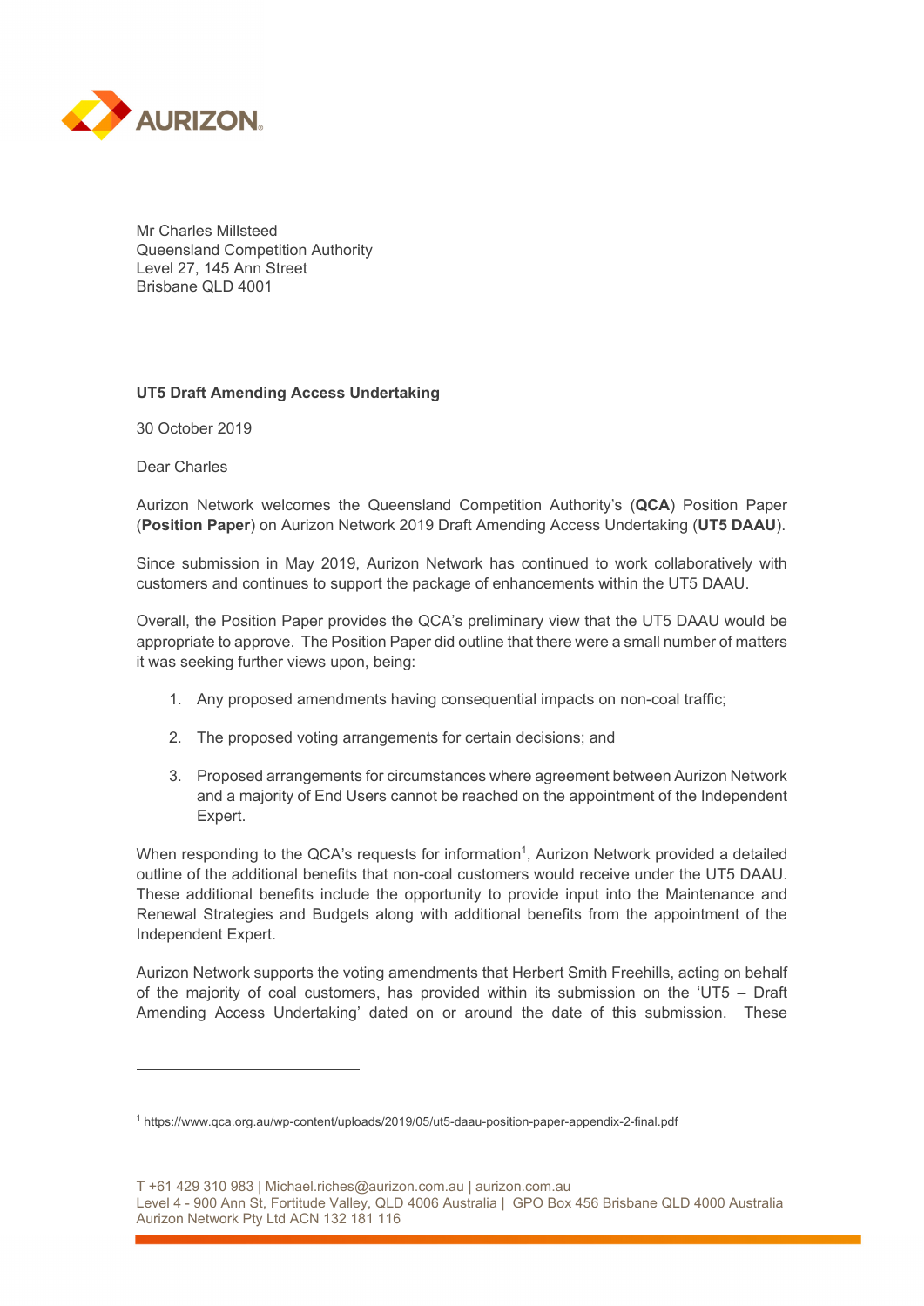Mr Charles Millsteed
Queensland Competition Authority
Level 27, 145 Ann Street
Brisbane QLD 4001

**UT5 Draft Amending Access Undertaking**

30 October 2019

Dear Charles

Aurizon Network welcomes the Queensland Competition Authority's (**QCA**) Position Paper (**Position Paper**) on Aurizon Network 2019 Draft Amending Access Undertaking (**UT5 DAAU**).

Since submission in May 2019, Aurizon Network has continued to work collaboratively with customers and continues to support the package of enhancements within the UT5 DAAU.

Overall, the Position Paper provides the QCA's preliminary view that the UT5 DAAU would be appropriate to approve. The Position Paper did outline that there were a small number of matters it was seeking further views upon, being:

1. Any proposed amendments having consequential impacts on non-coal traffic;
2. The proposed voting arrangements for certain decisions; and
3. Proposed arrangements for circumstances where agreement between Aurizon Network and a majority of End Users cannot be reached on the appointment of the Independent Expert.

When responding to the QCA's requests for information[1], Aurizon Network provided a detailed outline of the additional benefits that non-coal customers would receive under the UT5 DAAU. These additional benefits include the opportunity to provide input into the Maintenance and Renewal Strategies and Budgets along with additional benefits from the appointment of the Independent Expert.

Aurizon Network supports the voting amendments that Herbert Smith Freehills, acting on behalf of the majority of coal customers, has provided within its submission on the 'UT5 – Draft Amending Access Undertaking' dated on or around the date of this submission. These

[1] https://www.qca.org.au/wp-content/uploads/2019/05/ut5-daau-position-paper-appendix-2-final.pdf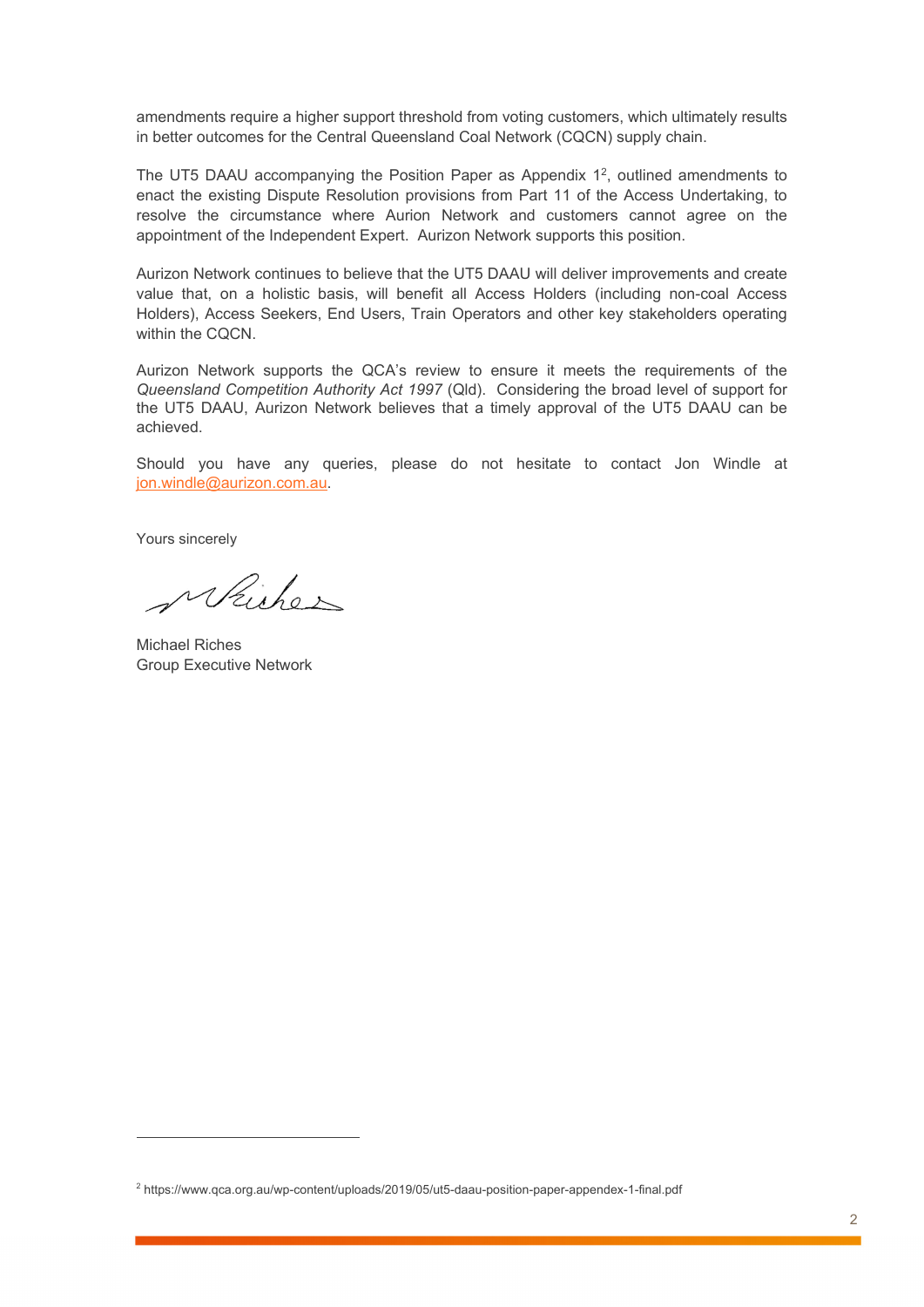amendments require a higher support threshold from voting customers, which ultimately results in better outcomes for the Central Queensland Coal Network (CQCN) supply chain.

The UT5 DAAU accompanying the Position Paper as Appendix 1[2], outlined amendments to enact the existing Dispute Resolution provisions from Part 11 of the Access Undertaking, to resolve the circumstance where Aurion Network and customers cannot agree on the appointment of the Independent Expert. Aurizon Network supports this position.

Aurizon Network continues to believe that the UT5 DAAU will deliver improvements and create value that, on a holistic basis, will benefit all Access Holders (including non-coal Access Holders), Access Seekers, End Users, Train Operators and other key stakeholders operating within the CQCN.

Aurizon Network supports the QCA's review to ensure it meets the requirements of the *Queensland Competition Authority Act 1997* (Qld). Considering the broad level of support for the UT5 DAAU, Aurizon Network believes that a timely approval of the UT5 DAAU can be achieved.

Should you have any queries, please do not hesitate to contact Jon Windle at jon.windle@aurizon.com.au.

Yours sincerely

Michael Riches
Group Executive Network

---

[2] https://www.qca.org.au/wp-content/uploads/2019/05/ut5-daau-position-paper-appendex-1-final.pdf